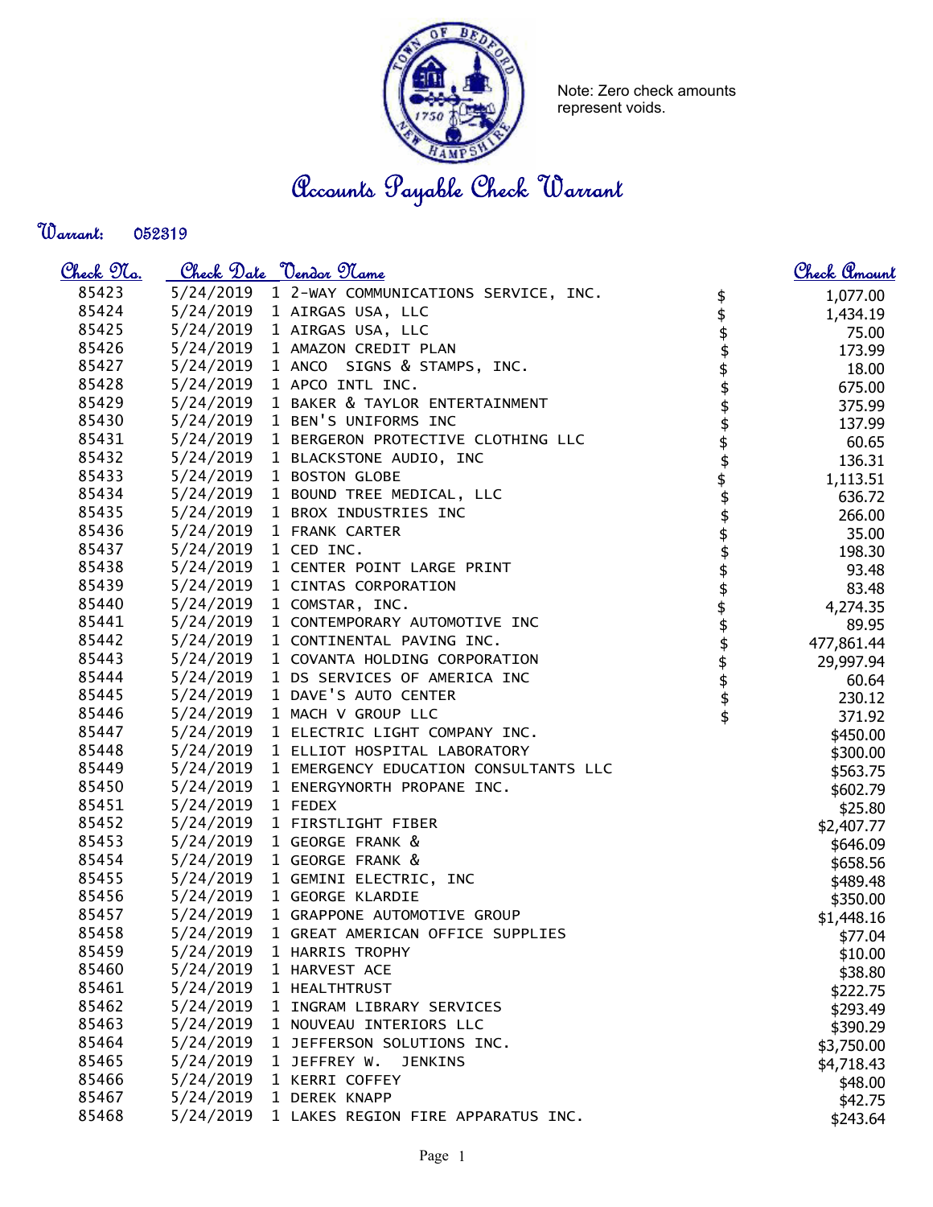Note: Zero check amounts represent voids.

# Accounts Payable Check Warrant

**Warrant:** 052319

| Check No. | Check Date | Vendor Name | | Check Amount |
|---|---|---|---|---|
| 85423 | 5/24/2019 | 1 2-WAY COMMUNICATIONS SERVICE, INC. | $ | 1,077.00 |
| 85424 | 5/24/2019 | 1 AIRGAS USA, LLC | $ | 1,434.19 |
| 85425 | 5/24/2019 | 1 AIRGAS USA, LLC | $ | 75.00 |
| 85426 | 5/24/2019 | 1 AMAZON CREDIT PLAN | $ | 173.99 |
| 85427 | 5/24/2019 | 1 ANCO SIGNS & STAMPS, INC. | $ | 18.00 |
| 85428 | 5/24/2019 | 1 APCO INTL INC. | $ | 675.00 |
| 85429 | 5/24/2019 | 1 BAKER & TAYLOR ENTERTAINMENT | $ | 375.99 |
| 85430 | 5/24/2019 | 1 BEN'S UNIFORMS INC | $ | 137.99 |
| 85431 | 5/24/2019 | 1 BERGERON PROTECTIVE CLOTHING LLC | $ | 60.65 |
| 85432 | 5/24/2019 | 1 BLACKSTONE AUDIO, INC | $ | 136.31 |
| 85433 | 5/24/2019 | 1 BOSTON GLOBE | $ | 1,113.51 |
| 85434 | 5/24/2019 | 1 BOUND TREE MEDICAL, LLC | $ | 636.72 |
| 85435 | 5/24/2019 | 1 BROX INDUSTRIES INC | $ | 266.00 |
| 85436 | 5/24/2019 | 1 FRANK CARTER | $ | 35.00 |
| 85437 | 5/24/2019 | 1 CED INC. | $ | 198.30 |
| 85438 | 5/24/2019 | 1 CENTER POINT LARGE PRINT | $ | 93.48 |
| 85439 | 5/24/2019 | 1 CINTAS CORPORATION | $ | 83.48 |
| 85440 | 5/24/2019 | 1 COMSTAR, INC. | $ | 4,274.35 |
| 85441 | 5/24/2019 | 1 CONTEMPORARY AUTOMOTIVE INC | $ | 89.95 |
| 85442 | 5/24/2019 | 1 CONTINENTAL PAVING INC. | $ | 477,861.44 |
| 85443 | 5/24/2019 | 1 COVANTA HOLDING CORPORATION | $ | 29,997.94 |
| 85444 | 5/24/2019 | 1 DS SERVICES OF AMERICA INC | $ | 60.64 |
| 85445 | 5/24/2019 | 1 DAVE'S AUTO CENTER | $ | 230.12 |
| 85446 | 5/24/2019 | 1 MACH V GROUP LLC | $ | 371.92 |
| 85447 | 5/24/2019 | 1 ELECTRIC LIGHT COMPANY INC. | | $450.00 |
| 85448 | 5/24/2019 | 1 ELLIOT HOSPITAL LABORATORY | | $300.00 |
| 85449 | 5/24/2019 | 1 EMERGENCY EDUCATION CONSULTANTS LLC | | $563.75 |
| 85450 | 5/24/2019 | 1 ENERGYNORTH PROPANE INC. | | $602.79 |
| 85451 | 5/24/2019 | 1 FEDEX | | $25.80 |
| 85452 | 5/24/2019 | 1 FIRSTLIGHT FIBER | | $2,407.77 |
| 85453 | 5/24/2019 | 1 GEORGE FRANK & | | $646.09 |
| 85454 | 5/24/2019 | 1 GEORGE FRANK & | | $658.56 |
| 85455 | 5/24/2019 | 1 GEMINI ELECTRIC, INC | | $489.48 |
| 85456 | 5/24/2019 | 1 GEORGE KLARDIE | | $350.00 |
| 85457 | 5/24/2019 | 1 GRAPPONE AUTOMOTIVE GROUP | | $1,448.16 |
| 85458 | 5/24/2019 | 1 GREAT AMERICAN OFFICE SUPPLIES | | $77.04 |
| 85459 | 5/24/2019 | 1 HARRIS TROPHY | | $10.00 |
| 85460 | 5/24/2019 | 1 HARVEST ACE | | $38.80 |
| 85461 | 5/24/2019 | 1 HEALTHTRUST | | $222.75 |
| 85462 | 5/24/2019 | 1 INGRAM LIBRARY SERVICES | | $293.49 |
| 85463 | 5/24/2019 | 1 NOUVEAU INTERIORS LLC | | $390.29 |
| 85464 | 5/24/2019 | 1 JEFFERSON SOLUTIONS INC. | | $3,750.00 |
| 85465 | 5/24/2019 | 1 JEFFREY W. JENKINS | | $4,718.43 |
| 85466 | 5/24/2019 | 1 KERRI COFFEY | | $48.00 |
| 85467 | 5/24/2019 | 1 DEREK KNAPP | | $42.75 |
| 85468 | 5/24/2019 | 1 LAKES REGION FIRE APPARATUS INC. | | $243.64 |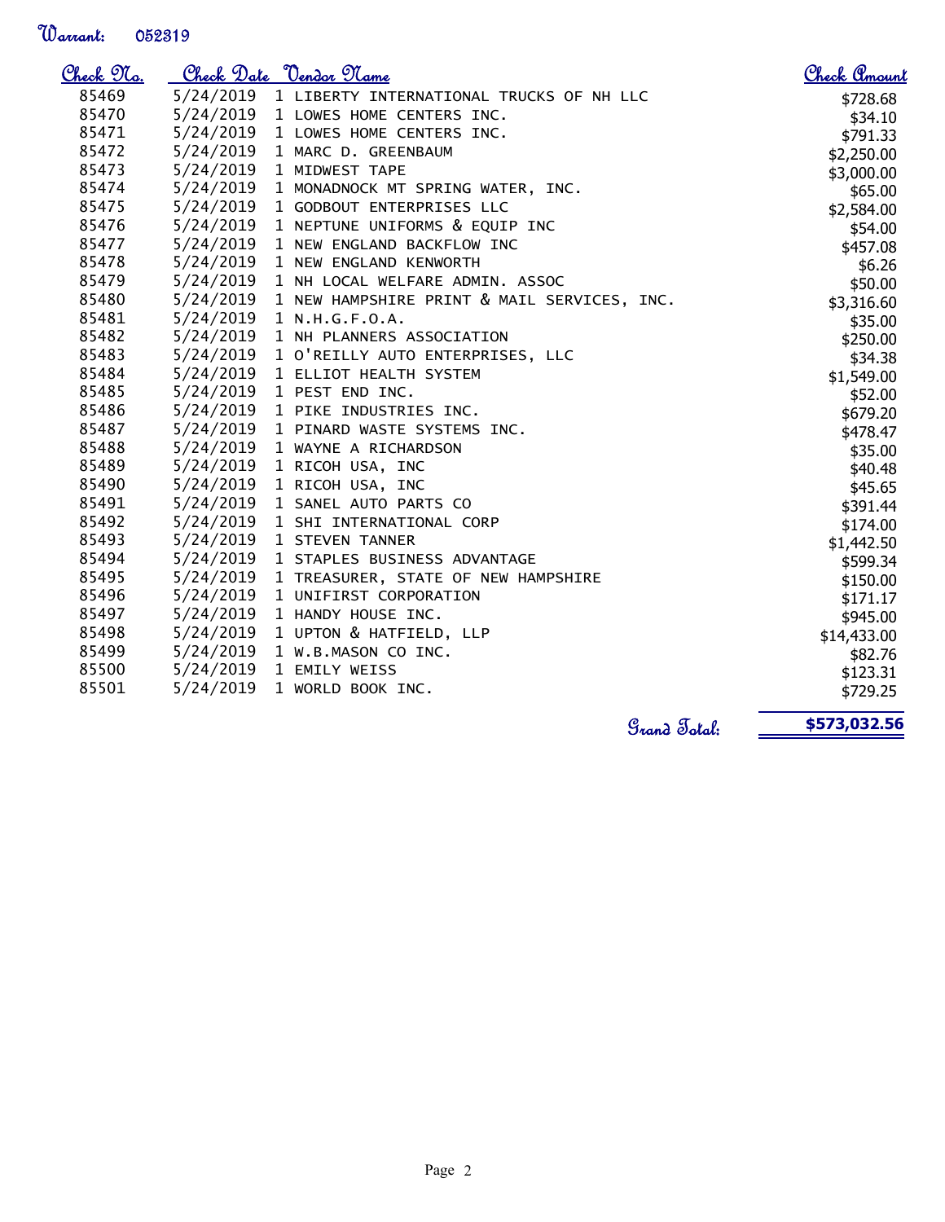Warrant: 052319

| Check No. | Check Date | Vendor Name | Check Amount |
|---|---|---|---|
| 85469 | 5/24/2019 | 1 LIBERTY INTERNATIONAL TRUCKS OF NH LLC | $728.68 |
| 85470 | 5/24/2019 | 1 LOWES HOME CENTERS INC. | $34.10 |
| 85471 | 5/24/2019 | 1 LOWES HOME CENTERS INC. | $791.33 |
| 85472 | 5/24/2019 | 1 MARC D. GREENBAUM | $2,250.00 |
| 85473 | 5/24/2019 | 1 MIDWEST TAPE | $3,000.00 |
| 85474 | 5/24/2019 | 1 MONADNOCK MT SPRING WATER, INC. | $65.00 |
| 85475 | 5/24/2019 | 1 GODBOUT ENTERPRISES LLC | $2,584.00 |
| 85476 | 5/24/2019 | 1 NEPTUNE UNIFORMS & EQUIP INC | $54.00 |
| 85477 | 5/24/2019 | 1 NEW ENGLAND BACKFLOW INC | $457.08 |
| 85478 | 5/24/2019 | 1 NEW ENGLAND KENWORTH | $6.26 |
| 85479 | 5/24/2019 | 1 NH LOCAL WELFARE ADMIN. ASSOC | $50.00 |
| 85480 | 5/24/2019 | 1 NEW HAMPSHIRE PRINT & MAIL SERVICES, INC. | $3,316.60 |
| 85481 | 5/24/2019 | 1 N.H.G.F.O.A. | $35.00 |
| 85482 | 5/24/2019 | 1 NH PLANNERS ASSOCIATION | $250.00 |
| 85483 | 5/24/2019 | 1 O'REILLY AUTO ENTERPRISES, LLC | $34.38 |
| 85484 | 5/24/2019 | 1 ELLIOT HEALTH SYSTEM | $1,549.00 |
| 85485 | 5/24/2019 | 1 PEST END INC. | $52.00 |
| 85486 | 5/24/2019 | 1 PIKE INDUSTRIES INC. | $679.20 |
| 85487 | 5/24/2019 | 1 PINARD WASTE SYSTEMS INC. | $478.47 |
| 85488 | 5/24/2019 | 1 WAYNE A RICHARDSON | $35.00 |
| 85489 | 5/24/2019 | 1 RICOH USA, INC | $40.48 |
| 85490 | 5/24/2019 | 1 RICOH USA, INC | $45.65 |
| 85491 | 5/24/2019 | 1 SANEL AUTO PARTS CO | $391.44 |
| 85492 | 5/24/2019 | 1 SHI INTERNATIONAL CORP | $174.00 |
| 85493 | 5/24/2019 | 1 STEVEN TANNER | $1,442.50 |
| 85494 | 5/24/2019 | 1 STAPLES BUSINESS ADVANTAGE | $599.34 |
| 85495 | 5/24/2019 | 1 TREASURER, STATE OF NEW HAMPSHIRE | $150.00 |
| 85496 | 5/24/2019 | 1 UNIFIRST CORPORATION | $171.17 |
| 85497 | 5/24/2019 | 1 HANDY HOUSE INC. | $945.00 |
| 85498 | 5/24/2019 | 1 UPTON & HATFIELD, LLP | $14,433.00 |
| 85499 | 5/24/2019 | 1 W.B.MASON CO INC. | $82.76 |
| 85500 | 5/24/2019 | 1 EMILY WEISS | $123.31 |
| 85501 | 5/24/2019 | 1 WORLD BOOK INC. | $729.25 |
| | | Grand Total: | **$573,032.56** |